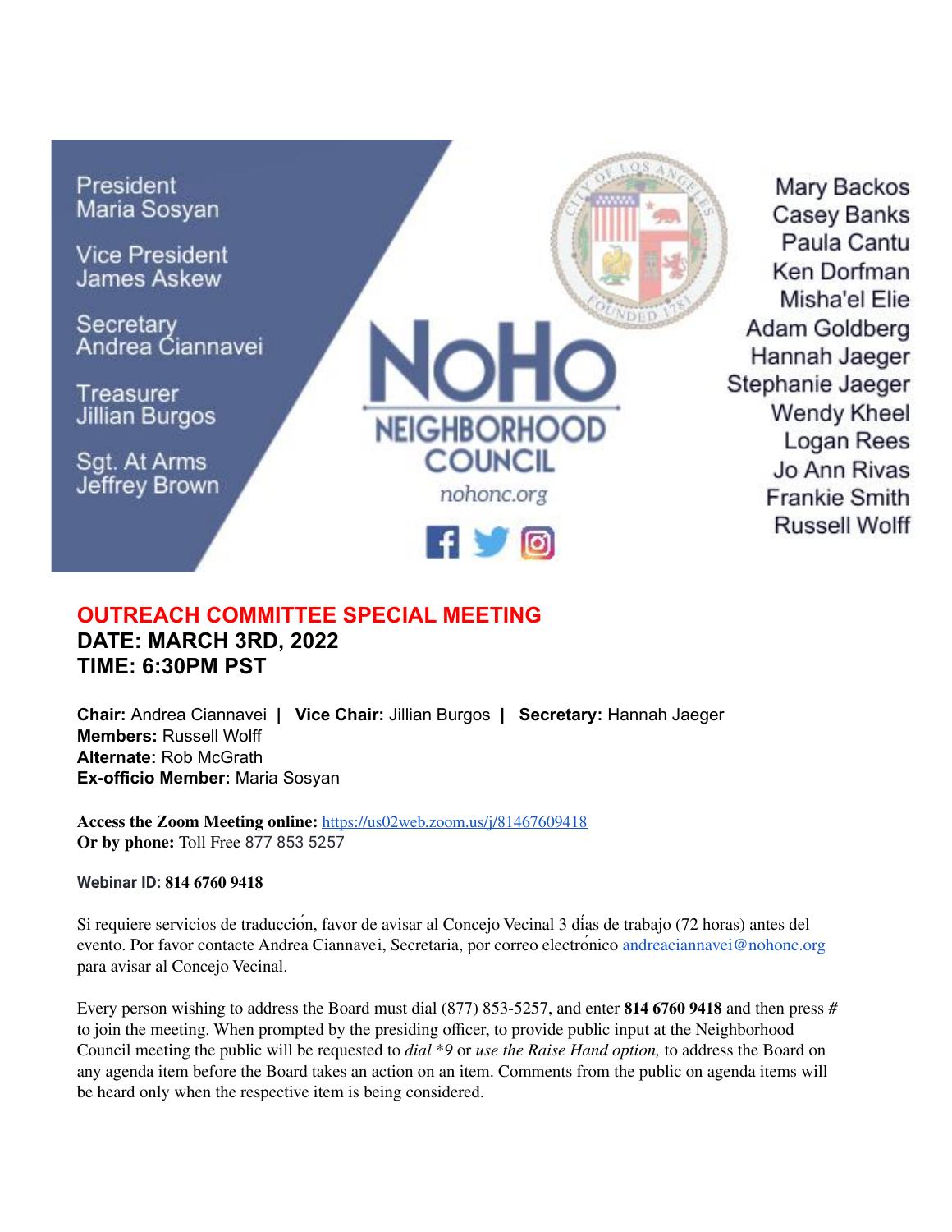President
Maria Sosyan

Vice President
James Askew

Secretary
Andrea Ciannavei

Treasurer
Jillian Burgos

Sgt. At Arms
Jeffrey Brown

NoHo
NEIGHBORHOOD COUNCIL
nohonc.org

Mary Backos
Casey Banks
Paula Cantu
Ken Dorfman
Misha'el Elie
Adam Goldberg
Hannah Jaeger
Stephanie Jaeger
Wendy Kheel
Logan Rees
Jo Ann Rivas
Frankie Smith
Russell Wolff

# OUTREACH COMMITTEE SPECIAL MEETING

## DATE: MARCH 3RD, 2022
## TIME: 6:30PM PST

**Chair:** Andrea Ciannavei | **Vice Chair:** Jillian Burgos | **Secretary:** Hannah Jaeger
**Members:** Russell Wolff
**Alternate:** Rob McGrath
**Ex-officio Member:** Maria Sosyan

**Access the Zoom Meeting online:** https://us02web.zoom.us/j/81467609418
**Or by phone:** Toll Free 877 853 5257

**Webinar ID: 814 6760 9418**

Si requiere servicios de traducción, favor de avisar al Concejo Vecinal 3 días de trabajo (72 horas) antes del evento. Por favor contacte Andrea Ciannavei, Secretaria, por correo electrónico andreaciannavei@nohonc.org para avisar al Concejo Vecinal.

Every person wishing to address the Board must dial (877) 853-5257, and enter **814 6760 9418** and then press *#* to join the meeting. When prompted by the presiding officer, to provide public input at the Neighborhood Council meeting the public will be requested to *dial *9* or *use the Raise Hand option,* to address the Board on any agenda item before the Board takes an action on an item. Comments from the public on agenda items will be heard only when the respective item is being considered.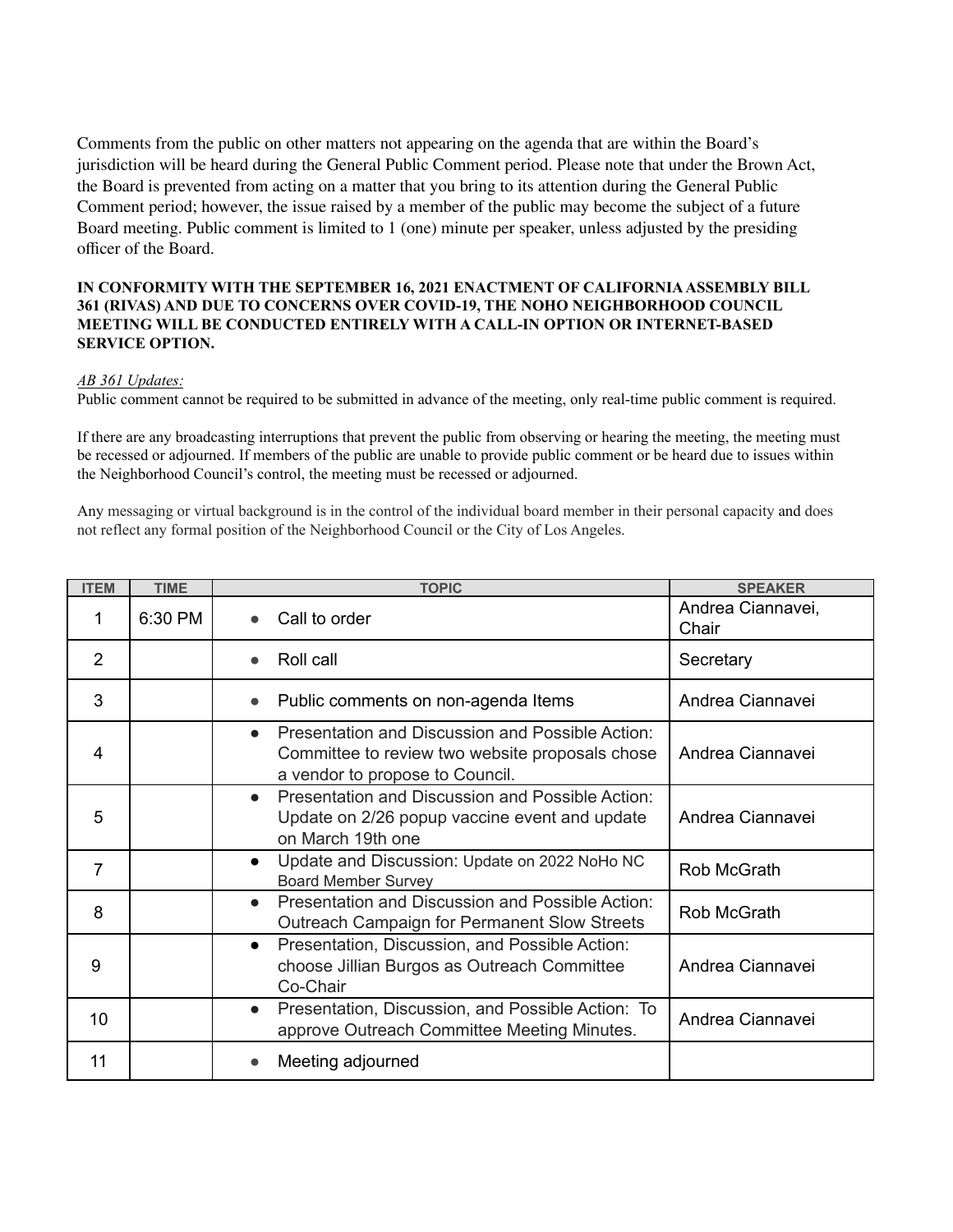Comments from the public on other matters not appearing on the agenda that are within the Board's jurisdiction will be heard during the General Public Comment period. Please note that under the Brown Act, the Board is prevented from acting on a matter that you bring to its attention during the General Public Comment period; however, the issue raised by a member of the public may become the subject of a future Board meeting. Public comment is limited to 1 (one) minute per speaker, unless adjusted by the presiding officer of the Board.

**IN CONFORMITY WITH THE SEPTEMBER 16, 2021 ENACTMENT OF CALIFORNIA ASSEMBLY BILL 361 (RIVAS) AND DUE TO CONCERNS OVER COVID-19, THE NOHO NEIGHBORHOOD COUNCIL MEETING WILL BE CONDUCTED ENTIRELY WITH A CALL-IN OPTION OR INTERNET-BASED SERVICE OPTION.**

*AB 361 Updates:*

Public comment cannot be required to be submitted in advance of the meeting, only real-time public comment is required.

If there are any broadcasting interruptions that prevent the public from observing or hearing the meeting, the meeting must be recessed or adjourned. If members of the public are unable to provide public comment or be heard due to issues within the Neighborhood Council's control, the meeting must be recessed or adjourned.

Any messaging or virtual background is in the control of the individual board member in their personal capacity and does not reflect any formal position of the Neighborhood Council or the City of Los Angeles.

| ITEM | TIME | TOPIC | SPEAKER |
|---|---|---|---|
| 1 | 6:30 PM | • Call to order | Andrea Ciannavei, Chair |
| 2 | | • Roll call | Secretary |
| 3 | | • Public comments on non-agenda Items | Andrea Ciannavei |
| 4 | | • Presentation and Discussion and Possible Action: Committee to review two website proposals chose a vendor to propose to Council. | Andrea Ciannavei |
| 5 | | • Presentation and Discussion and Possible Action: Update on 2/26 popup vaccine event and update on March 19th one | Andrea Ciannavei |
| 7 | | • Update and Discussion: Update on 2022 NoHo NC Board Member Survey | Rob McGrath |
| 8 | | • Presentation and Discussion and Possible Action: Outreach Campaign for Permanent Slow Streets | Rob McGrath |
| 9 | | • Presentation, Discussion, and Possible Action: choose Jillian Burgos as Outreach Committee Co-Chair | Andrea Ciannavei |
| 10 | | • Presentation, Discussion, and Possible Action: To approve Outreach Committee Meeting Minutes. | Andrea Ciannavei |
| 11 | | • Meeting adjourned | |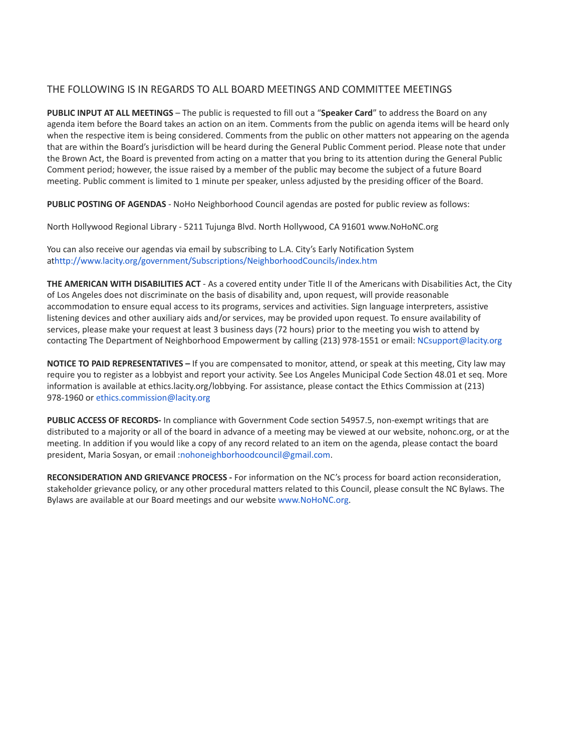THE FOLLOWING IS IN REGARDS TO ALL BOARD MEETINGS AND COMMITTEE MEETINGS

**PUBLIC INPUT AT ALL MEETINGS** – The public is requested to fill out a "**Speaker Card**" to address the Board on any agenda item before the Board takes an action on an item. Comments from the public on agenda items will be heard only when the respective item is being considered. Comments from the public on other matters not appearing on the agenda that are within the Board's jurisdiction will be heard during the General Public Comment period. Please note that under the Brown Act, the Board is prevented from acting on a matter that you bring to its attention during the General Public Comment period; however, the issue raised by a member of the public may become the subject of a future Board meeting. Public comment is limited to 1 minute per speaker, unless adjusted by the presiding officer of the Board.

**PUBLIC POSTING OF AGENDAS** - NoHo Neighborhood Council agendas are posted for public review as follows:

North Hollywood Regional Library - 5211 Tujunga Blvd. North Hollywood, CA 91601 www.NoHoNC.org

You can also receive our agendas via email by subscribing to L.A. City's Early Notification System athttp://www.lacity.org/government/Subscriptions/NeighborhoodCouncils/index.htm

**THE AMERICAN WITH DISABILITIES ACT** - As a covered entity under Title II of the Americans with Disabilities Act, the City of Los Angeles does not discriminate on the basis of disability and, upon request, will provide reasonable accommodation to ensure equal access to its programs, services and activities. Sign language interpreters, assistive listening devices and other auxiliary aids and/or services, may be provided upon request. To ensure availability of services, please make your request at least 3 business days (72 hours) prior to the meeting you wish to attend by contacting The Department of Neighborhood Empowerment by calling (213) 978-1551 or email: NCsupport@lacity.org

**NOTICE TO PAID REPRESENTATIVES –** If you are compensated to monitor, attend, or speak at this meeting, City law may require you to register as a lobbyist and report your activity. See Los Angeles Municipal Code Section 48.01 et seq. More information is available at ethics.lacity.org/lobbying. For assistance, please contact the Ethics Commission at (213) 978-1960 or ethics.commission@lacity.org

**PUBLIC ACCESS OF RECORDS-** In compliance with Government Code section 54957.5, non-exempt writings that are distributed to a majority or all of the board in advance of a meeting may be viewed at our website, nohonc.org, or at the meeting. In addition if you would like a copy of any record related to an item on the agenda, please contact the board president, Maria Sosyan, or email :nohoneighborhoodcouncil@gmail.com.

**RECONSIDERATION AND GRIEVANCE PROCESS -** For information on the NC's process for board action reconsideration, stakeholder grievance policy, or any other procedural matters related to this Council, please consult the NC Bylaws. The Bylaws are available at our Board meetings and our website www.NoHoNC.org.